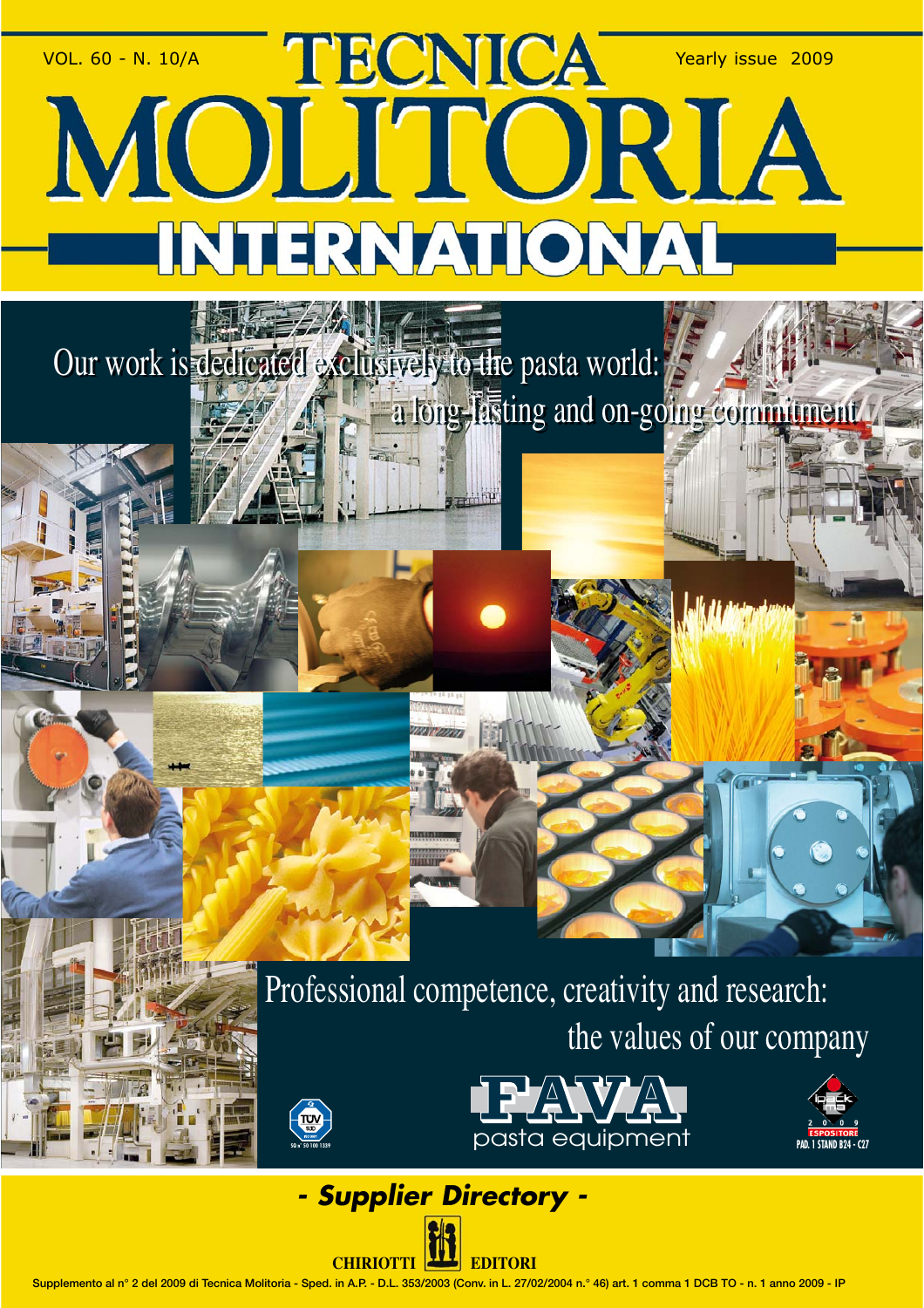VOL. 60 - N. 10/A

# TECNICA MOLITORIA INTERNATIONAL

Yearly issue 2009

Our work is dedicated exclusively to the pasta world: a long-lasting and on-going commitment

Professional competence, creativity and research: the values of our company

FAVA pasta equipment

TÜV SQ n° 50 100 1339

ipack ima 2009 ESPOSITORE PAD. 1 STAND B24 - C27

## *- Supplier Directory -*

CHIRIOTTI EDITORI

Supplemento al n° 2 del 2009 di Tecnica Molitoria - Sped. in A.P. - D.L. 353/2003 (Conv. in L. 27/02/2004 n.° 46) art. 1 comma 1 DCB TO - n. 1 anno 2009 - IP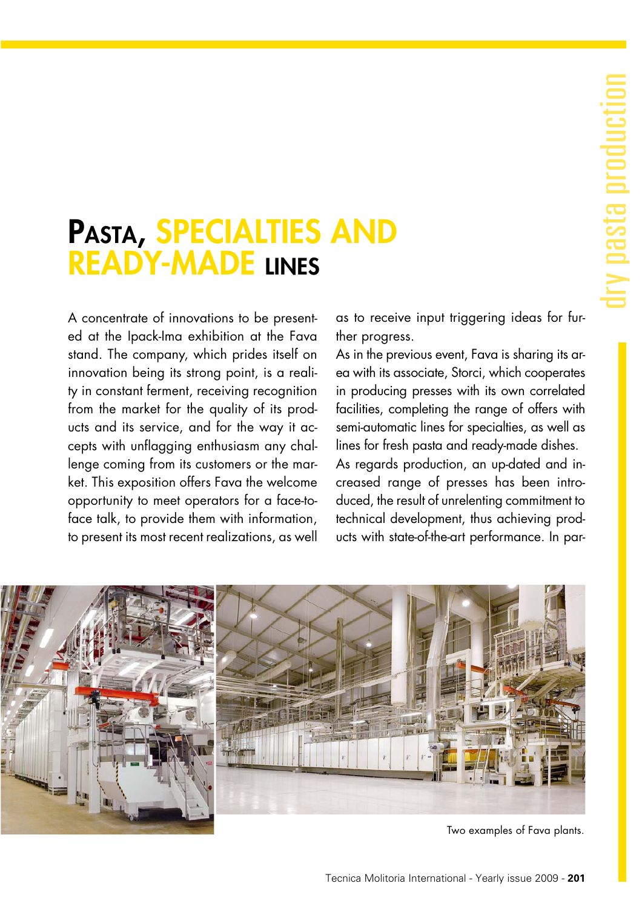# Pasta, specialties and ready-made lines

A concentrate of innovations to be presented at the Ipack-Ima exhibition at the Fava stand. The company, which prides itself on innovation being its strong point, is a reality in constant ferment, receiving recognition from the market for the quality of its products and its service, and for the way it accepts with unflagging enthusiasm any challenge coming from its customers or the market. This exposition offers Fava the welcome opportunity to meet operators for a face-to-face talk, to provide them with information, to present its most recent realizations, as well as to receive input triggering ideas for further progress.

As in the previous event, Fava is sharing its area with its associate, Storci, which cooperates in producing presses with its own correlated facilities, completing the range of offers with semi-automatic lines for specialties, as well as lines for fresh pasta and ready-made dishes.

As regards production, an up-dated and increased range of presses has been introduced, the result of unrelenting commitment to technical development, thus achieving products with state-of-the-art performance. In par-

Two examples of Fava plants.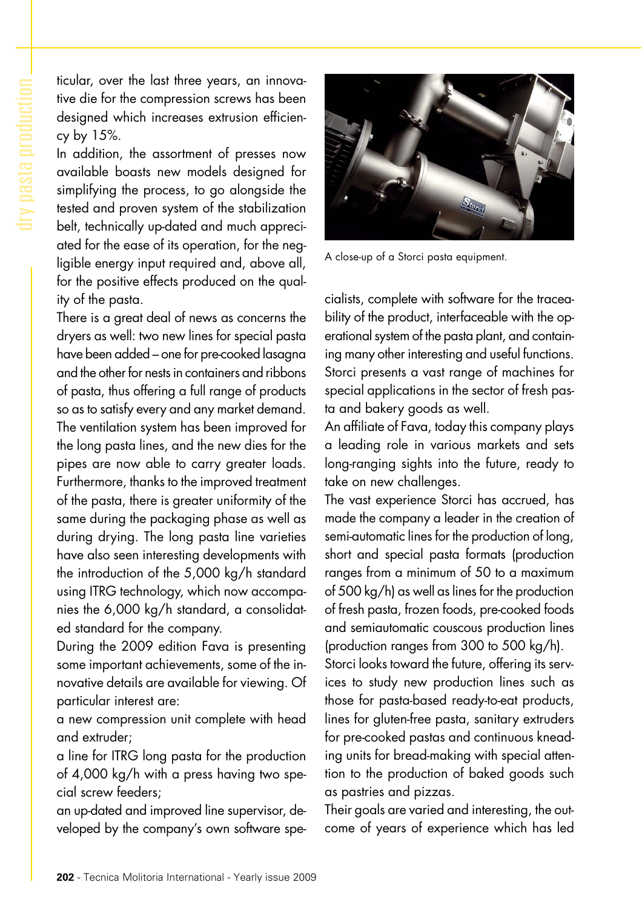ticular, over the last three years, an innovative die for the compression screws has been designed which increases extrusion efficiency by 15%.

In addition, the assortment of presses now available boasts new models designed for simplifying the process, to go alongside the tested and proven system of the stabilization belt, technically up-dated and much appreciated for the ease of its operation, for the negligible energy input required and, above all, for the positive effects produced on the quality of the pasta.

There is a great deal of news as concerns the dryers as well: two new lines for special pasta have been added – one for pre-cooked lasagna and the other for nests in containers and ribbons of pasta, thus offering a full range of products so as to satisfy every and any market demand. The ventilation system has been improved for the long pasta lines, and the new dies for the pipes are now able to carry greater loads. Furthermore, thanks to the improved treatment of the pasta, there is greater uniformity of the same during the packaging phase as well as during drying. The long pasta line varieties have also seen interesting developments with the introduction of the 5,000 kg/h standard using ITRG technology, which now accompanies the 6,000 kg/h standard, a consolidated standard for the company.

During the 2009 edition Fava is presenting some important achievements, some of the innovative details are available for viewing. Of particular interest are:

a new compression unit complete with head and extruder;

a line for ITRG long pasta for the production of 4,000 kg/h with a press having two special screw feeders;

an up-dated and improved line supervisor, developed by the company's own software specialists, complete with software for the traceability of the product, interfaceable with the operational system of the pasta plant, and containing many other interesting and useful functions.

A close-up of a Storci pasta equipment.

Storci presents a vast range of machines for special applications in the sector of fresh pasta and bakery goods as well.

An affiliate of Fava, today this company plays a leading role in various markets and sets long-ranging sights into the future, ready to take on new challenges.

The vast experience Storci has accrued, has made the company a leader in the creation of semi-automatic lines for the production of long, short and special pasta formats (production ranges from a minimum of 50 to a maximum of 500 kg/h) as well as lines for the production of fresh pasta, frozen foods, pre-cooked foods and semiautomatic couscous production lines (production ranges from 300 to 500 kg/h).

Storci looks toward the future, offering its services to study new production lines such as those for pasta-based ready-to-eat products, lines for gluten-free pasta, sanitary extruders for pre-cooked pastas and continuous kneading units for bread-making with special attention to the production of baked goods such as pastries and pizzas.

Their goals are varied and interesting, the outcome of years of experience which has led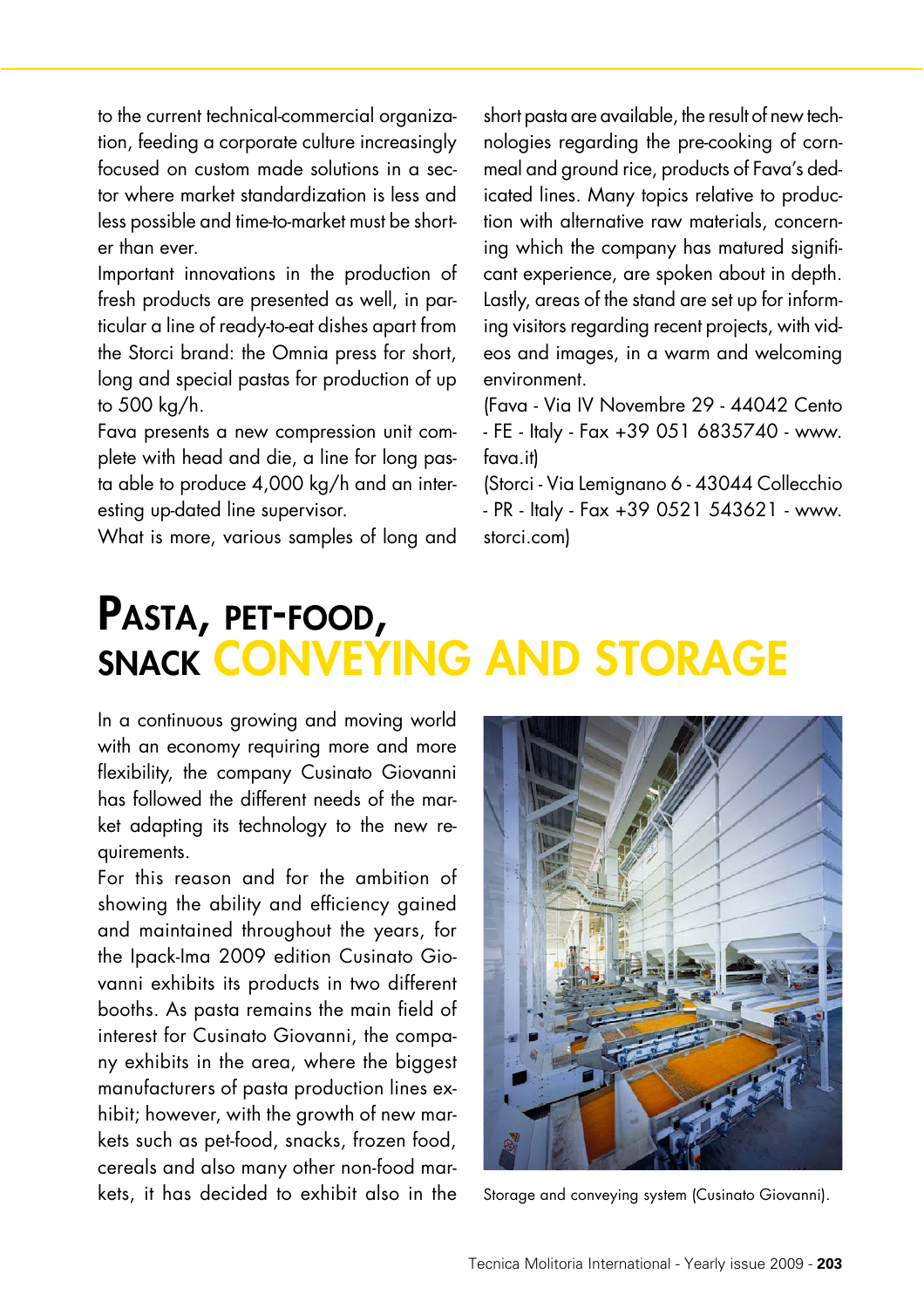to the current technical-commercial organization, feeding a corporate culture increasingly focused on custom made solutions in a sector where market standardization is less and less possible and time-to-market must be shorter than ever.

Important innovations in the production of fresh products are presented as well, in particular a line of ready-to-eat dishes apart from the Storci brand: the Omnia press for short, long and special pastas for production of up to 500 kg/h.

Fava presents a new compression unit complete with head and die, a line for long pasta able to produce 4,000 kg/h and an interesting up-dated line supervisor.

What is more, various samples of long and short pasta are available, the result of new technologies regarding the pre-cooking of cornmeal and ground rice, products of Fava's dedicated lines. Many topics relative to production with alternative raw materials, concerning which the company has matured significant experience, are spoken about in depth. Lastly, areas of the stand are set up for informing visitors regarding recent projects, with videos and images, in a warm and welcoming environment.

(Fava - Via IV Novembre 29 - 44042 Cento - FE - Italy - Fax +39 051 6835740 - www.fava.it)

(Storci - Via Lemignano 6 - 43044 Collecchio - PR - Italy - Fax +39 0521 543621 - www.storci.com)

# Pasta, pet-food, snack CONVEYING AND STORAGE

In a continuous growing and moving world with an economy requiring more and more flexibility, the company Cusinato Giovanni has followed the different needs of the market adapting its technology to the new requirements.

For this reason and for the ambition of showing the ability and efficiency gained and maintained throughout the years, for the Ipack-Ima 2009 edition Cusinato Giovanni exhibits its products in two different booths. As pasta remains the main field of interest for Cusinato Giovanni, the company exhibits in the area, where the biggest manufacturers of pasta production lines exhibit; however, with the growth of new markets such as pet-food, snacks, frozen food, cereals and also many other non-food markets, it has decided to exhibit also in the

Storage and conveying system (Cusinato Giovanni).